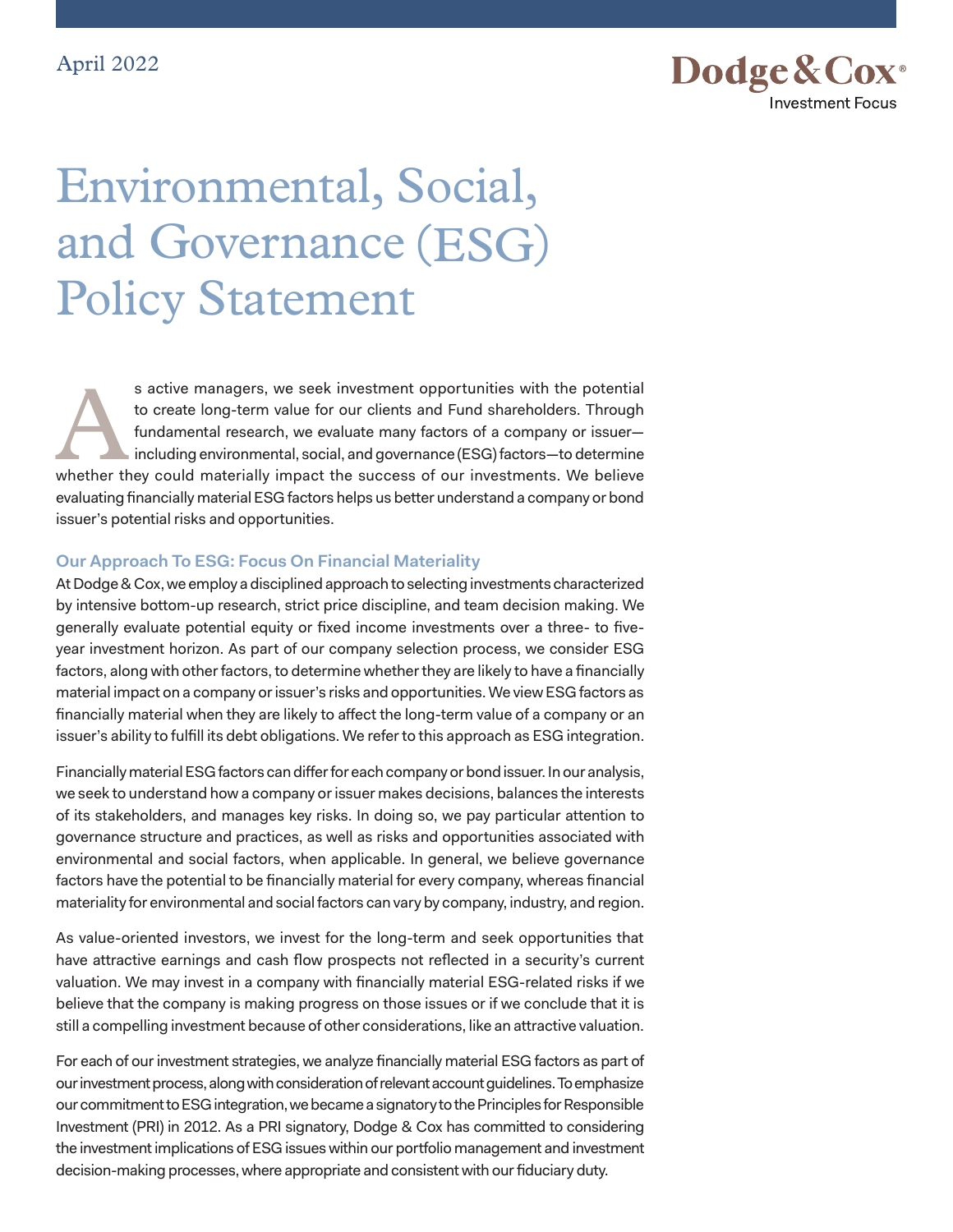April 2022

Dodge & Cox®
Investment Focus

# Environmental, Social, and Governance (ESG) Policy Statement

As active managers, we seek investment opportunities with the potential to create long-term value for our clients and Fund shareholders. Through fundamental research, we evaluate many factors of a company or issuer—including environmental, social, and governance (ESG) factors—to determine whether they could materially impact the success of our investments. We believe evaluating financially material ESG factors helps us better understand a company or bond issuer's potential risks and opportunities.

## Our Approach To ESG: Focus On Financial Materiality

At Dodge & Cox, we employ a disciplined approach to selecting investments characterized by intensive bottom-up research, strict price discipline, and team decision making. We generally evaluate potential equity or fixed income investments over a three- to five-year investment horizon. As part of our company selection process, we consider ESG factors, along with other factors, to determine whether they are likely to have a financially material impact on a company or issuer's risks and opportunities. We view ESG factors as financially material when they are likely to affect the long-term value of a company or an issuer's ability to fulfill its debt obligations. We refer to this approach as ESG integration.

Financially material ESG factors can differ for each company or bond issuer. In our analysis, we seek to understand how a company or issuer makes decisions, balances the interests of its stakeholders, and manages key risks. In doing so, we pay particular attention to governance structure and practices, as well as risks and opportunities associated with environmental and social factors, when applicable. In general, we believe governance factors have the potential to be financially material for every company, whereas financial materiality for environmental and social factors can vary by company, industry, and region.

As value-oriented investors, we invest for the long-term and seek opportunities that have attractive earnings and cash flow prospects not reflected in a security's current valuation. We may invest in a company with financially material ESG-related risks if we believe that the company is making progress on those issues or if we conclude that it is still a compelling investment because of other considerations, like an attractive valuation.

For each of our investment strategies, we analyze financially material ESG factors as part of our investment process, along with consideration of relevant account guidelines. To emphasize our commitment to ESG integration, we became a signatory to the Principles for Responsible Investment (PRI) in 2012. As a PRI signatory, Dodge & Cox has committed to considering the investment implications of ESG issues within our portfolio management and investment decision-making processes, where appropriate and consistent with our fiduciary duty.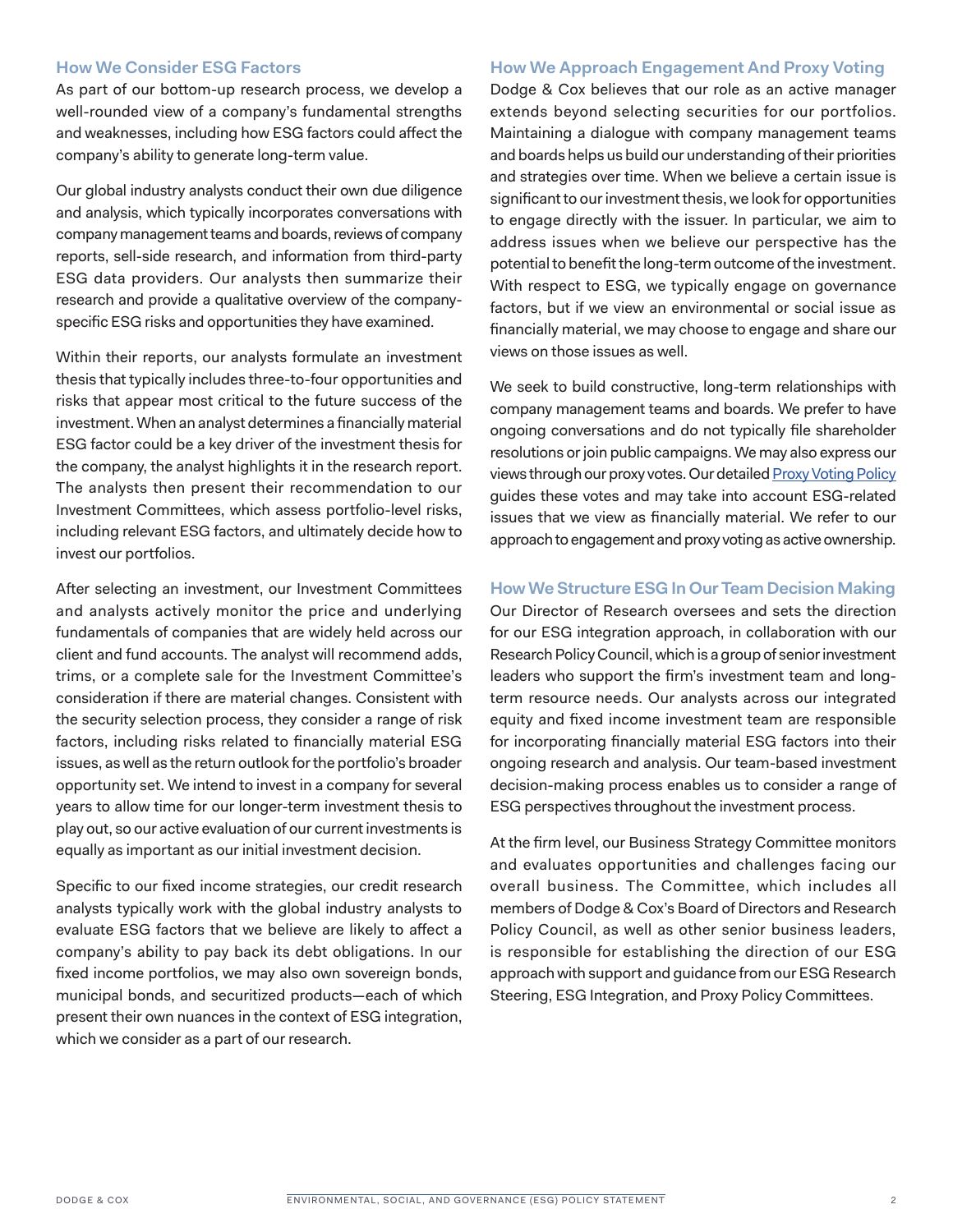## How We Consider ESG Factors

As part of our bottom-up research process, we develop a well-rounded view of a company's fundamental strengths and weaknesses, including how ESG factors could affect the company's ability to generate long-term value.

Our global industry analysts conduct their own due diligence and analysis, which typically incorporates conversations with company management teams and boards, reviews of company reports, sell-side research, and information from third-party ESG data providers. Our analysts then summarize their research and provide a qualitative overview of the company-specific ESG risks and opportunities they have examined.

Within their reports, our analysts formulate an investment thesis that typically includes three-to-four opportunities and risks that appear most critical to the future success of the investment. When an analyst determines a financially material ESG factor could be a key driver of the investment thesis for the company, the analyst highlights it in the research report. The analysts then present their recommendation to our Investment Committees, which assess portfolio-level risks, including relevant ESG factors, and ultimately decide how to invest our portfolios.

After selecting an investment, our Investment Committees and analysts actively monitor the price and underlying fundamentals of companies that are widely held across our client and fund accounts. The analyst will recommend adds, trims, or a complete sale for the Investment Committee's consideration if there are material changes. Consistent with the security selection process, they consider a range of risk factors, including risks related to financially material ESG issues, as well as the return outlook for the portfolio's broader opportunity set. We intend to invest in a company for several years to allow time for our longer-term investment thesis to play out, so our active evaluation of our current investments is equally as important as our initial investment decision.

Specific to our fixed income strategies, our credit research analysts typically work with the global industry analysts to evaluate ESG factors that we believe are likely to affect a company's ability to pay back its debt obligations. In our fixed income portfolios, we may also own sovereign bonds, municipal bonds, and securitized products—each of which present their own nuances in the context of ESG integration, which we consider as a part of our research.

## How We Approach Engagement And Proxy Voting

Dodge & Cox believes that our role as an active manager extends beyond selecting securities for our portfolios. Maintaining a dialogue with company management teams and boards helps us build our understanding of their priorities and strategies over time. When we believe a certain issue is significant to our investment thesis, we look for opportunities to engage directly with the issuer. In particular, we aim to address issues when we believe our perspective has the potential to benefit the long-term outcome of the investment. With respect to ESG, we typically engage on governance factors, but if we view an environmental or social issue as financially material, we may choose to engage and share our views on those issues as well.

We seek to build constructive, long-term relationships with company management teams and boards. We prefer to have ongoing conversations and do not typically file shareholder resolutions or join public campaigns. We may also express our views through our proxy votes. Our detailed Proxy Voting Policy guides these votes and may take into account ESG-related issues that we view as financially material. We refer to our approach to engagement and proxy voting as active ownership.

## How We Structure ESG In Our Team Decision Making

Our Director of Research oversees and sets the direction for our ESG integration approach, in collaboration with our Research Policy Council, which is a group of senior investment leaders who support the firm's investment team and long-term resource needs. Our analysts across our integrated equity and fixed income investment team are responsible for incorporating financially material ESG factors into their ongoing research and analysis. Our team-based investment decision-making process enables us to consider a range of ESG perspectives throughout the investment process.

At the firm level, our Business Strategy Committee monitors and evaluates opportunities and challenges facing our overall business. The Committee, which includes all members of Dodge & Cox's Board of Directors and Research Policy Council, as well as other senior business leaders, is responsible for establishing the direction of our ESG approach with support and guidance from our ESG Research Steering, ESG Integration, and Proxy Policy Committees.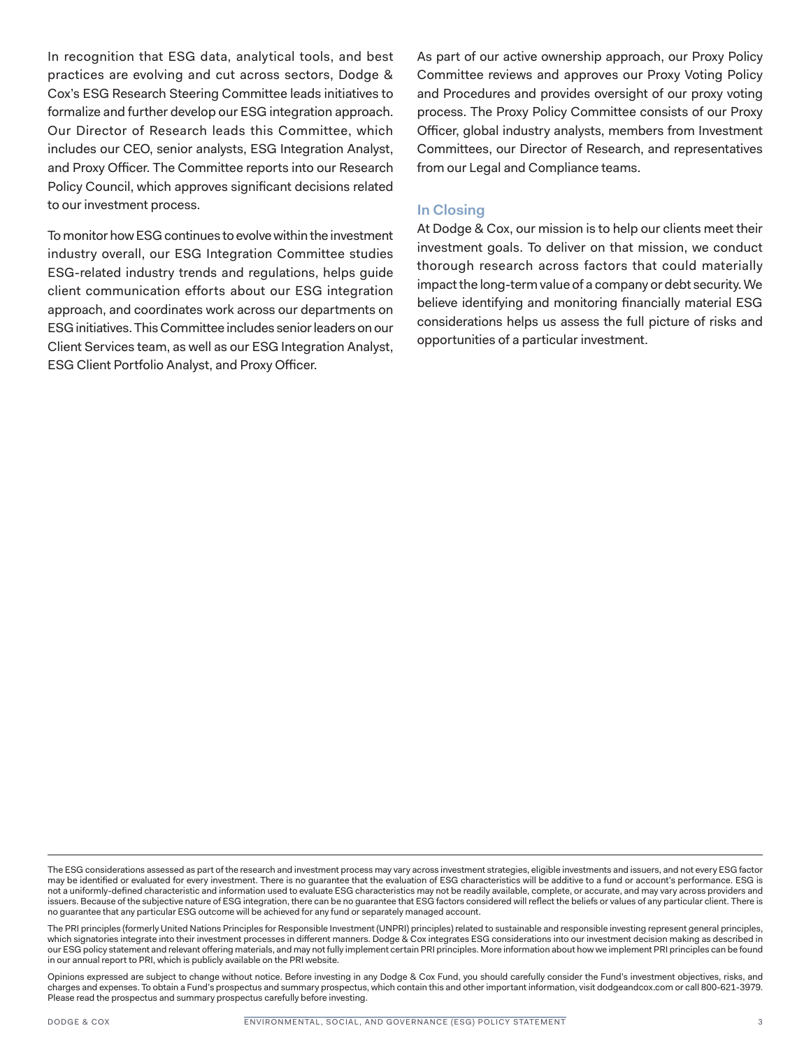In recognition that ESG data, analytical tools, and best practices are evolving and cut across sectors, Dodge & Cox's ESG Research Steering Committee leads initiatives to formalize and further develop our ESG integration approach. Our Director of Research leads this Committee, which includes our CEO, senior analysts, ESG Integration Analyst, and Proxy Officer. The Committee reports into our Research Policy Council, which approves significant decisions related to our investment process.

To monitor how ESG continues to evolve within the investment industry overall, our ESG Integration Committee studies ESG-related industry trends and regulations, helps guide client communication efforts about our ESG integration approach, and coordinates work across our departments on ESG initiatives. This Committee includes senior leaders on our Client Services team, as well as our ESG Integration Analyst, ESG Client Portfolio Analyst, and Proxy Officer.

As part of our active ownership approach, our Proxy Policy Committee reviews and approves our Proxy Voting Policy and Procedures and provides oversight of our proxy voting process. The Proxy Policy Committee consists of our Proxy Officer, global industry analysts, members from Investment Committees, our Director of Research, and representatives from our Legal and Compliance teams.

## In Closing

At Dodge & Cox, our mission is to help our clients meet their investment goals. To deliver on that mission, we conduct thorough research across factors that could materially impact the long-term value of a company or debt security. We believe identifying and monitoring financially material ESG considerations helps us assess the full picture of risks and opportunities of a particular investment.

---

The ESG considerations assessed as part of the research and investment process may vary across investment strategies, eligible investments and issuers, and not every ESG factor may be identified or evaluated for every investment. There is no guarantee that the evaluation of ESG characteristics will be additive to a fund or account's performance. ESG is not a uniformly-defined characteristic and information used to evaluate ESG characteristics may not be readily available, complete, or accurate, and may vary across providers and issuers. Because of the subjective nature of ESG integration, there can be no guarantee that ESG factors considered will reflect the beliefs or values of any particular client. There is no guarantee that any particular ESG outcome will be achieved for any fund or separately managed account.

The PRI principles (formerly United Nations Principles for Responsible Investment (UNPRI) principles) related to sustainable and responsible investing represent general principles, which signatories integrate into their investment processes in different manners. Dodge & Cox integrates ESG considerations into our investment decision making as described in our ESG policy statement and relevant offering materials, and may not fully implement certain PRI principles. More information about how we implement PRI principles can be found in our annual report to PRI, which is publicly available on the PRI website.

Opinions expressed are subject to change without notice. Before investing in any Dodge & Cox Fund, you should carefully consider the Fund's investment objectives, risks, and charges and expenses. To obtain a Fund's prospectus and summary prospectus, which contain this and other important information, visit dodgeandcox.com or call 800-621-3979. Please read the prospectus and summary prospectus carefully before investing.